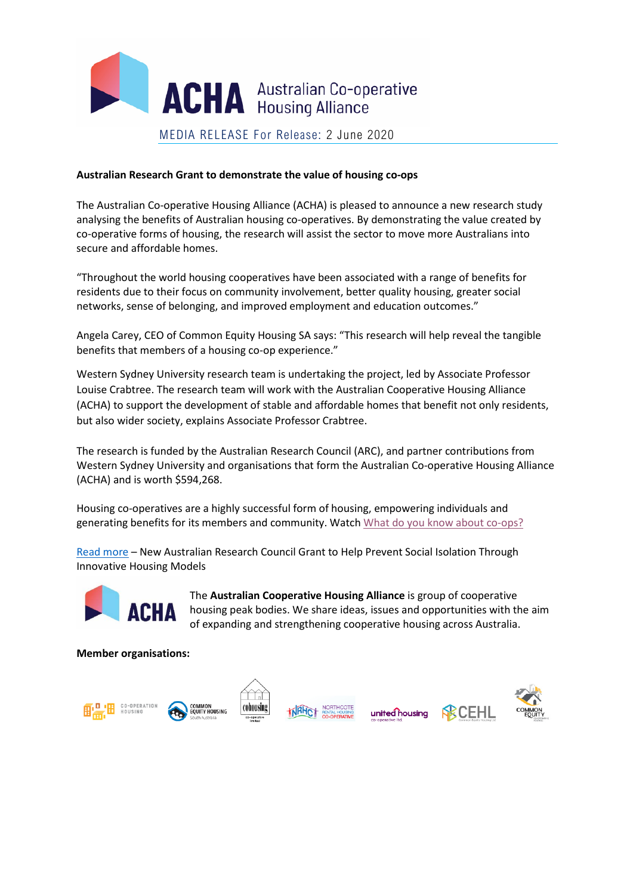ACHA Australian Co-operative Housing Alliance

MEDIA RELEASE For Release: 2 June 2020

**Australian Research Grant to demonstrate the value of housing co-ops**

The Australian Co-operative Housing Alliance (ACHA) is pleased to announce a new research study analysing the benefits of Australian housing co-operatives. By demonstrating the value created by co-operative forms of housing, the research will assist the sector to move more Australians into secure and affordable homes.

"Throughout the world housing cooperatives have been associated with a range of benefits for residents due to their focus on community involvement, better quality housing, greater social networks, sense of belonging, and improved employment and education outcomes."

Angela Carey, CEO of Common Equity Housing SA says: "This research will help reveal the tangible benefits that members of a housing co-op experience."

Western Sydney University research team is undertaking the project, led by Associate Professor Louise Crabtree. The research team will work with the Australian Cooperative Housing Alliance (ACHA) to support the development of stable and affordable homes that benefit not only residents, but also wider society, explains Associate Professor Crabtree.

The research is funded by the Australian Research Council (ARC), and partner contributions from Western Sydney University and organisations that form the Australian Co-operative Housing Alliance (ACHA) and is worth $594,268.

Housing co-operatives are a highly successful form of housing, empowering individuals and generating benefits for its members and community. Watch What do you know about co-ops?

Read more – New Australian Research Council Grant to Help Prevent Social Isolation Through Innovative Housing Models

ACHA

The **Australian Cooperative Housing Alliance** is group of cooperative housing peak bodies. We share ideas, issues and opportunities with the aim of expanding and strengthening cooperative housing across Australia.

**Member organisations:**

Co-operation Housing · Common Equity Housing South Australia · Cohousing co-operative limited · NRHC Northcote Rental Housing Co-operative · united housing co-operative ltd · CEHL Common Equity Housing Ltd · Common Equity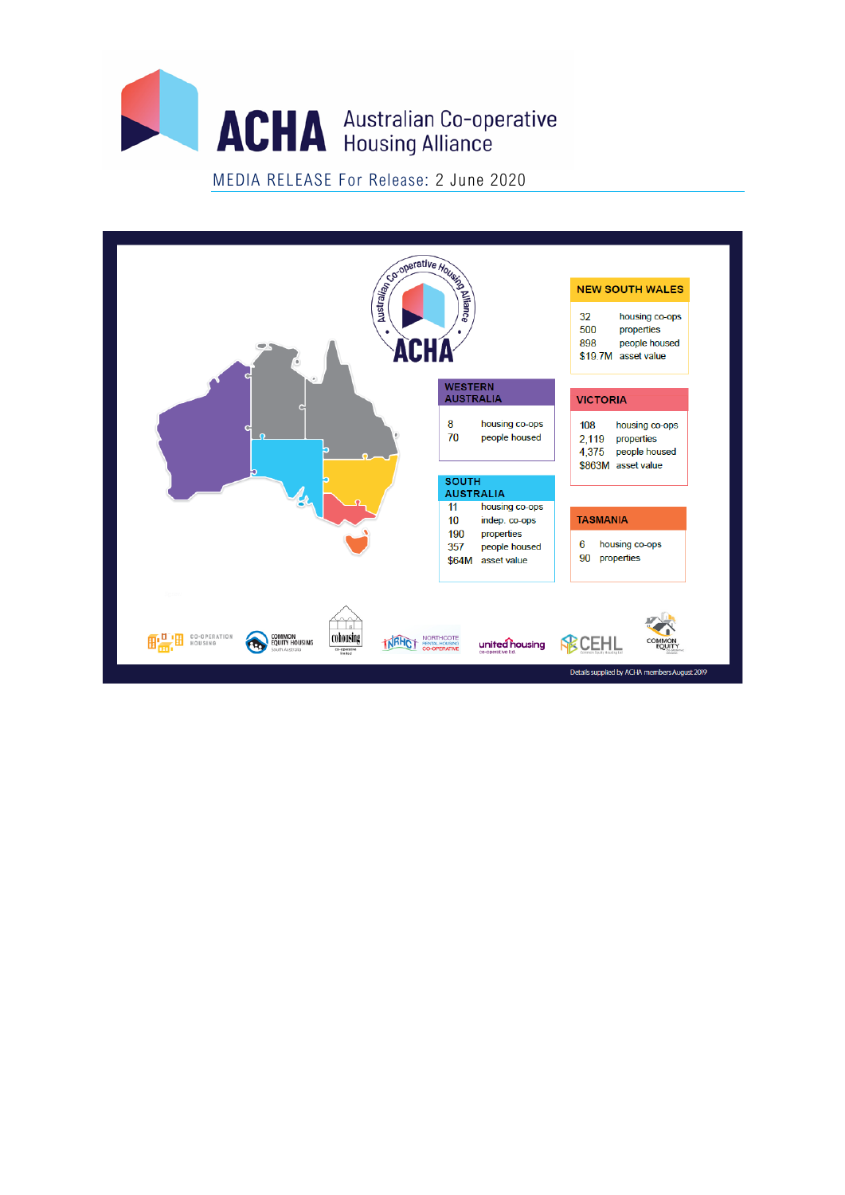# ACHA Australian Co-operative Housing Alliance

MEDIA RELEASE For Release: 2 June 2020

**NEW SOUTH WALES**

32 housing co-ops
500 properties
898 people housed
$19.7M asset value

**WESTERN AUSTRALIA**

8 housing co-ops
70 people housed

**VICTORIA**

108 housing co-ops
2,119 properties
4,375 people housed
$863M asset value

**SOUTH AUSTRALIA**

11 housing co-ops
10 indep. co-ops
190 properties
357 people housed
$64M asset value

**TASMANIA**

6 housing co-ops
90 properties

Details supplied by ACHA members August 2019